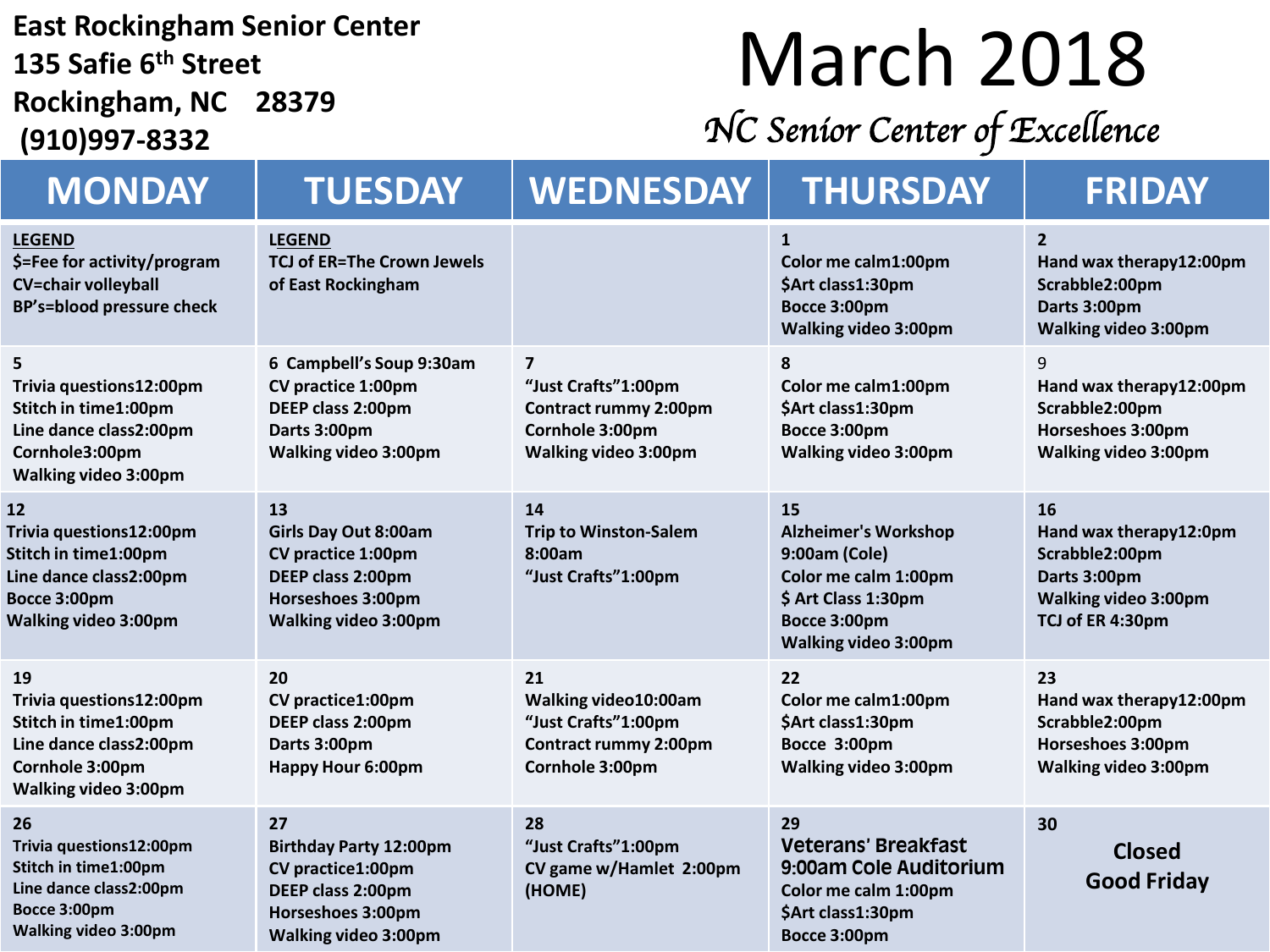**East Rockingham Senior Center**
**135 Safie 6th Street**
**Rockingham, NC 28379**
**(910)997-8332**

# March 2018

*NC Senior Center of Excellence*

| MONDAY | TUESDAY | WEDNESDAY | THURSDAY | FRIDAY |
|---|---|---|---|---|
| **LEGEND**<br>$=Fee for activity/program<br>CV=chair volleyball<br>BP's=blood pressure check | **LEGEND**<br>TCJ of ER=The Crown Jewels of East Rockingham | | 1<br>Color me calm1:00pm<br>$Art class1:30pm<br>Bocce 3:00pm<br>Walking video 3:00pm | 2<br>Hand wax therapy12:00pm<br>Scrabble2:00pm<br>Darts 3:00pm<br>Walking video 3:00pm |
| 5<br>Trivia questions12:00pm<br>Stitch in time1:00pm<br>Line dance class2:00pm<br>Cornhole3:00pm<br>Walking video 3:00pm | 6 Campbell's Soup 9:30am<br>CV practice 1:00pm<br>DEEP class 2:00pm<br>Darts 3:00pm<br>Walking video 3:00pm | 7<br>"Just Crafts"1:00pm<br>Contract rummy 2:00pm<br>Cornhole 3:00pm<br>Walking video 3:00pm | 8<br>Color me calm1:00pm<br>$Art class1:30pm<br>Bocce 3:00pm<br>Walking video 3:00pm | 9<br>Hand wax therapy12:00pm<br>Scrabble2:00pm<br>Horseshoes 3:00pm<br>Walking video 3:00pm |
| 12<br>Trivia questions12:00pm<br>Stitch in time1:00pm<br>Line dance class2:00pm<br>Bocce 3:00pm<br>Walking video 3:00pm | 13<br>Girls Day Out 8:00am<br>CV practice 1:00pm<br>DEEP class 2:00pm<br>Horseshoes 3:00pm<br>Walking video 3:00pm | 14<br>Trip to Winston-Salem 8:00am<br>"Just Crafts"1:00pm | 15<br>Alzheimer's Workshop 9:00am (Cole)<br>Color me calm 1:00pm<br>$ Art Class 1:30pm<br>Bocce 3:00pm<br>Walking video 3:00pm | 16<br>Hand wax therapy12:0pm<br>Scrabble2:00pm<br>Darts 3:00pm<br>Walking video 3:00pm<br>TCJ of ER 4:30pm |
| 19<br>Trivia questions12:00pm<br>Stitch in time1:00pm<br>Line dance class2:00pm<br>Cornhole 3:00pm<br>Walking video 3:00pm | 20<br>CV practice1:00pm<br>DEEP class 2:00pm<br>Darts 3:00pm<br>Happy Hour 6:00pm | 21<br>Walking video10:00am<br>"Just Crafts"1:00pm<br>Contract rummy 2:00pm<br>Cornhole 3:00pm | 22<br>Color me calm1:00pm<br>$Art class1:30pm<br>Bocce 3:00pm<br>Walking video 3:00pm | 23<br>Hand wax therapy12:00pm<br>Scrabble2:00pm<br>Horseshoes 3:00pm<br>Walking video 3:00pm |
| 26<br>Trivia questions12:00pm<br>Stitch in time1:00pm<br>Line dance class2:00pm<br>Bocce 3:00pm<br>Walking video 3:00pm | 27<br>Birthday Party 12:00pm<br>CV practice1:00pm<br>DEEP class 2:00pm<br>Horseshoes 3:00pm<br>Walking video 3:00pm | 28<br>"Just Crafts"1:00pm<br>CV game w/Hamlet 2:00pm (HOME) | 29<br>**Veterans' Breakfast 9:00am Cole Auditorium**<br>Color me calm 1:00pm<br>$Art class1:30pm<br>Bocce 3:00pm | 30<br>**Closed Good Friday** |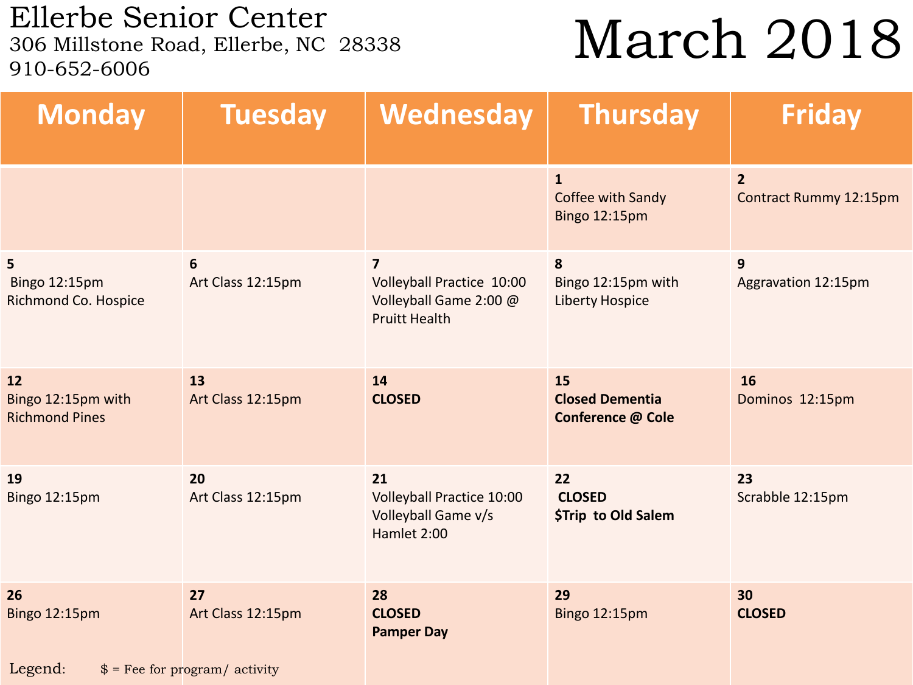# Ellerbe Senior Center

306 Millstone Road, Ellerbe, NC 28338
910-652-6006

# March 2018

| Monday | Tuesday | Wednesday | Thursday | Friday |
|---|---|---|---|---|
| | | | **1** Coffee with Sandy Bingo 12:15pm | **2** Contract Rummy 12:15pm |
| **5** Bingo 12:15pm Richmond Co. Hospice | **6** Art Class 12:15pm | **7** Volleyball Practice 10:00 Volleyball Game 2:00 @ Pruitt Health | **8** Bingo 12:15pm with Liberty Hospice | **9** Aggravation 12:15pm |
| **12** Bingo 12:15pm with Richmond Pines | **13** Art Class 12:15pm | **14** **CLOSED** | **15** **Closed Dementia Conference @ Cole** | **16** Dominos 12:15pm |
| **19** Bingo 12:15pm | **20** Art Class 12:15pm | **21** Volleyball Practice 10:00 Volleyball Game v/s Hamlet 2:00 | **22** **CLOSED** **$Trip to Old Salem** | **23** Scrabble 12:15pm |
| **26** Bingo 12:15pm | **27** Art Class 12:15pm | **28** **CLOSED** **Pamper Day** | **29** Bingo 12:15pm | **30** **CLOSED** |

Legend: $ = Fee for program/ activity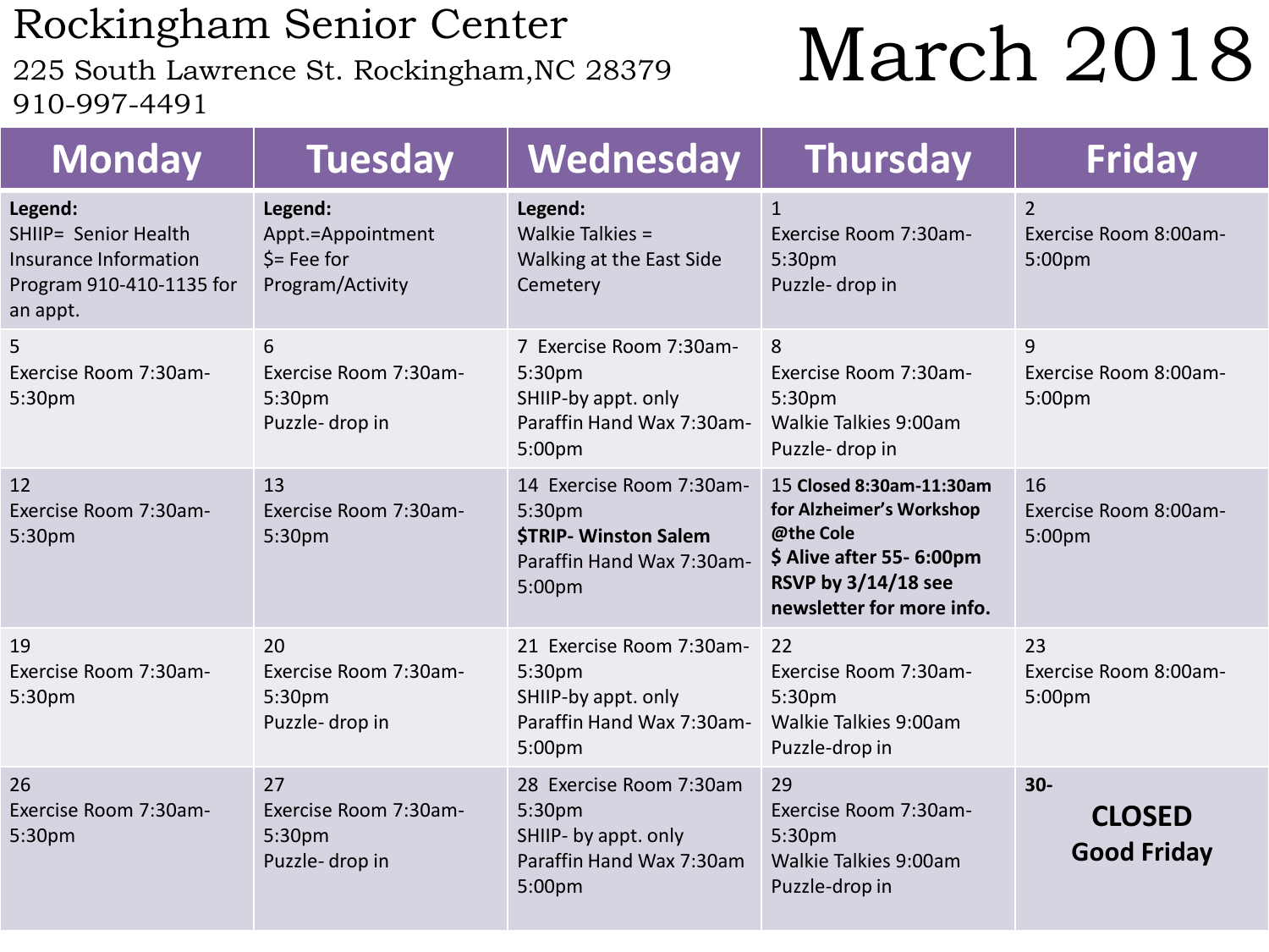# Rockingham Senior Center

225 South Lawrence St. Rockingham,NC 28379
910-997-4491

# March 2018

| Monday | Tuesday | Wednesday | Thursday | Friday |
|---|---|---|---|---|
| **Legend:**<br>SHIIP= Senior Health Insurance Information Program 910-410-1135 for an appt. | **Legend:**<br>Appt.=Appointment<br>$= Fee for Program/Activity | **Legend:**<br>Walkie Talkies = Walking at the East Side Cemetery | 1<br>Exercise Room 7:30am-5:30pm<br>Puzzle- drop in | 2<br>Exercise Room 8:00am-5:00pm |
| 5<br>Exercise Room 7:30am-5:30pm | 6<br>Exercise Room 7:30am-5:30pm<br>Puzzle- drop in | 7 Exercise Room 7:30am-5:30pm<br>SHIIP-by appt. only<br>Paraffin Hand Wax 7:30am-5:00pm | 8<br>Exercise Room 7:30am-5:30pm<br>Walkie Talkies 9:00am<br>Puzzle- drop in | 9<br>Exercise Room 8:00am-5:00pm |
| 12<br>Exercise Room 7:30am-5:30pm | 13<br>Exercise Room 7:30am-5:30pm | 14 Exercise Room 7:30am-5:30pm<br>**$TRIP- Winston Salem**<br>Paraffin Hand Wax 7:30am-5:00pm | 15 **Closed 8:30am-11:30am for Alzheimer's Workshop @the Cole**<br>**$ Alive after 55- 6:00pm RSVP by 3/14/18 see newsletter for more info.** | 16<br>Exercise Room 8:00am-5:00pm |
| 19<br>Exercise Room 7:30am-5:30pm | 20<br>Exercise Room 7:30am-5:30pm<br>Puzzle- drop in | 21 Exercise Room 7:30am-5:30pm<br>SHIIP-by appt. only<br>Paraffin Hand Wax 7:30am-5:00pm | 22<br>Exercise Room 7:30am-5:30pm<br>Walkie Talkies 9:00am<br>Puzzle-drop in | 23<br>Exercise Room 8:00am-5:00pm |
| 26<br>Exercise Room 7:30am-5:30pm | 27<br>Exercise Room 7:30am-5:30pm<br>Puzzle- drop in | 28 Exercise Room 7:30am 5:30pm<br>SHIIP- by appt. only<br>Paraffin Hand Wax 7:30am 5:00pm | 29<br>Exercise Room 7:30am-5:30pm<br>Walkie Talkies 9:00am<br>Puzzle-drop in | **30-**<br>**CLOSED**<br>**Good Friday** |